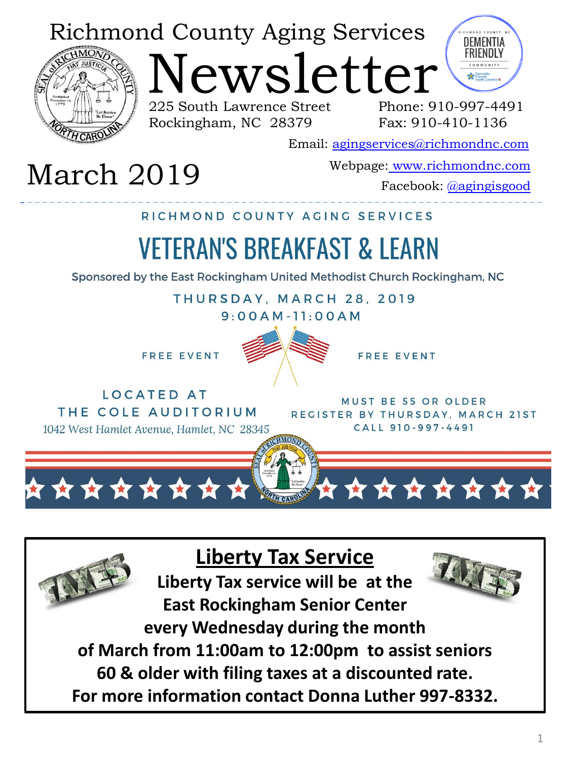# Richmond County Aging Services Newsletter

225 South Lawrence Street
Rockingham, NC 28379

Phone: 910-997-4491
Fax: 910-410-1136

Email: agingservices@richmondnc.com

Webpage: www.richmondnc.com

Facebook: @agingisgood

## March 2019

---

RICHMOND COUNTY AGING SERVICES

## VETERAN'S BREAKFAST & LEARN

Sponsored by the East Rockingham United Methodist Church Rockingham, NC

THURSDAY, MARCH 28, 2019
9:00AM-11:00AM

FREE EVENT

FREE EVENT

LOCATED AT
THE COLE AUDITORIUM
*1042 West Hamlet Avenue, Hamlet, NC 28345*

MUST BE 55 OR OLDER
REGISTER BY THURSDAY, MARCH 21ST
CALL 910-997-4491

---

## Liberty Tax Service

**Liberty Tax service will be at the East Rockingham Senior Center every Wednesday during the month of March from 11:00am to 12:00pm to assist seniors 60 & older with filing taxes at a discounted rate. For more information contact Donna Luther 997-8332.**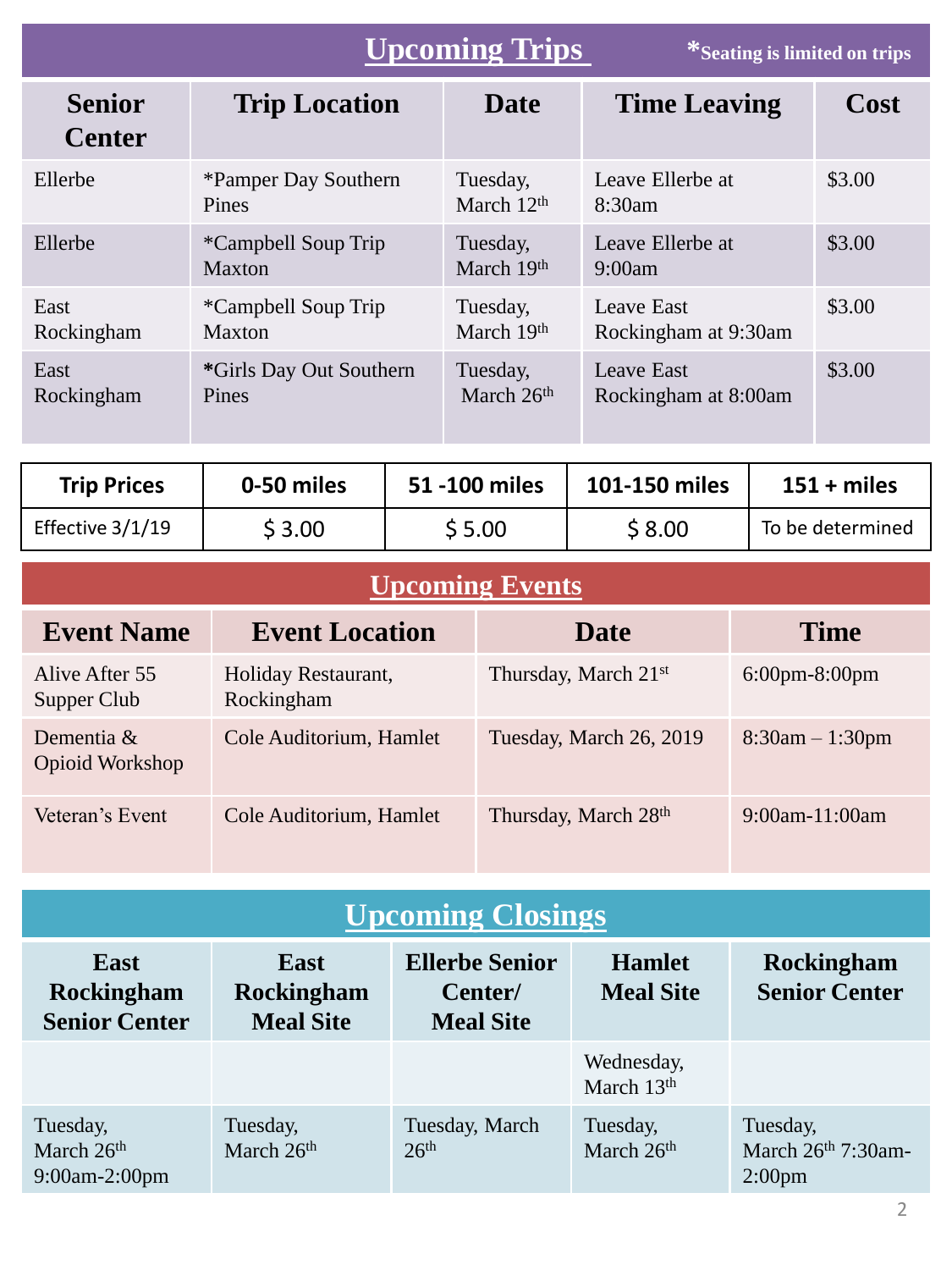## Upcoming Trips

*Seating is limited on trips

| Senior Center | Trip Location | Date | Time Leaving | Cost |
|---|---|---|---|---|
| Ellerbe | *Pamper Day Southern Pines | Tuesday, March 12th | Leave Ellerbe at 8:30am | $3.00 |
| Ellerbe | *Campbell Soup Trip Maxton | Tuesday, March 19th | Leave Ellerbe at 9:00am | $3.00 |
| East Rockingham | *Campbell Soup Trip Maxton | Tuesday, March 19th | Leave East Rockingham at 9:30am | $3.00 |
| East Rockingham | *Girls Day Out Southern Pines | Tuesday, March 26th | Leave East Rockingham at 8:00am | $3.00 |

| Trip Prices | 0-50 miles | 51 -100 miles | 101-150 miles | 151 + miles |
|---|---|---|---|---|
| Effective 3/1/19 | $ 3.00 | $ 5.00 | $ 8.00 | To be determined |

## Upcoming Events

| Event Name | Event Location | Date | Time |
|---|---|---|---|
| Alive After 55 Supper Club | Holiday Restaurant, Rockingham | Thursday, March 21st | 6:00pm-8:00pm |
| Dementia & Opioid Workshop | Cole Auditorium, Hamlet | Tuesday, March 26, 2019 | 8:30am – 1:30pm |
| Veteran's Event | Cole Auditorium, Hamlet | Thursday, March 28th | 9:00am-11:00am |

## Upcoming Closings

| East Rockingham Senior Center | East Rockingham Meal Site | Ellerbe Senior Center/ Meal Site | Hamlet Meal Site | Rockingham Senior Center |
|---|---|---|---|---|
| | | | Wednesday, March 13th | |
| Tuesday, March 26th 9:00am-2:00pm | Tuesday, March 26th | Tuesday, March 26th | Tuesday, March 26th | Tuesday, March 26th 7:30am-2:00pm |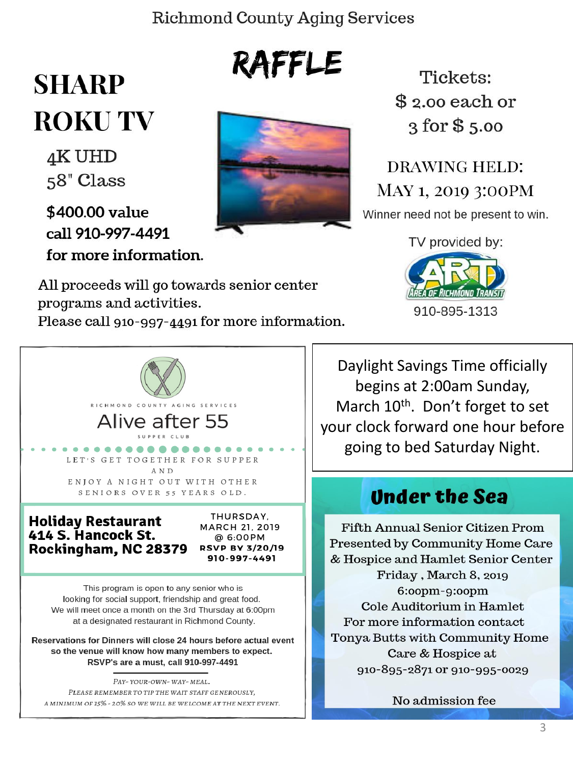Richmond County Aging Services

# RAFFLE

## SHARP ROKU TV

4K UHD
58" Class

**$400.00 value**
**call 910-997-4491**
**for more information.**

Tickets:
$ 2.00 each or
3 for $ 5.00

DRAWING HELD:
MAY 1, 2019 3:00PM

Winner need not be present to win.

TV provided by:
AREA OF RICHMOND TRANSIT
910-895-1313

All proceeds will go towards senior center programs and activities.
Please call 910-997-4491 for more information.

---

RICHMOND COUNTY AGING SERVICES

## Alive after 55

SUPPER CLUB

LET'S GET TOGETHER FOR SUPPER AND ENJOY A NIGHT OUT WITH OTHER SENIORS OVER 55 YEARS OLD.

**Holiday Restaurant**
**414 S. Hancock St.**
**Rockingham, NC 28379**

THURSDAY, MARCH 21, 2019
@ 6:00PM
**RSVP BY 3/20/19**
**910-997-4491**

This program is open to any senior who is looking for social support, friendship and great food. We will meet once a month on the 3rd Thursday at 6:00pm at a designated restaurant in Richmond County.

**Reservations for Dinners will close 24 hours before actual event so the venue will know how many members to expect. RSVP's are a must, call 910-997-4491**

*PAY-YOUR-OWN-WAY-MEAL.*
*PLEASE REMEMBER TO TIP THE WAIT STAFF GENEROUSLY, A MINIMUM OF 15% - 20% SO WE WILL BE WELCOME AT THE NEXT EVENT.*

---

Daylight Savings Time officially begins at 2:00am Sunday, March 10th. Don't forget to set your clock forward one hour before going to bed Saturday Night.

---

## Under the Sea

Fifth Annual Senior Citizen Prom
Presented by Community Home Care & Hospice and Hamlet Senior Center
Friday , March 8, 2019
6:00pm-9:00pm
Cole Auditorium in Hamlet
For more information contact Tonya Butts with Community Home Care & Hospice at 910-895-2871 or 910-995-0029

No admission fee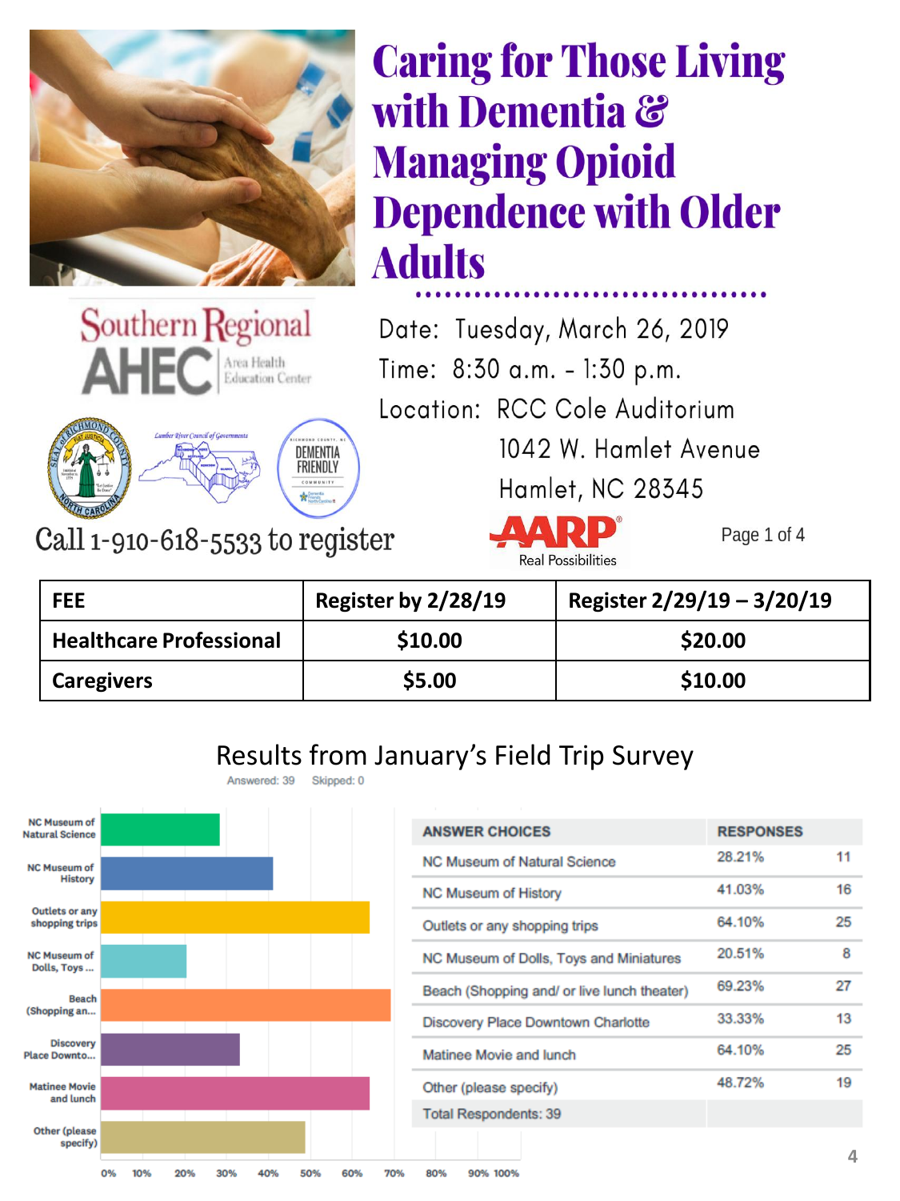# Caring for Those Living with Dementia & Managing Opioid Dependence with Older Adults

Southern Regional AHEC Area Health Education Center

Lumber River Council of Governments

Richmond County, NC Dementia Friendly Community

Date: Tuesday, March 26, 2019

Time: 8:30 a.m. - 1:30 p.m.

Location: RCC Cole Auditorium
1042 W. Hamlet Avenue
Hamlet, NC 28345

Call 1-910-618-5533 to register

AARP Real Possibilities

Page 1 of 4

| FEE | Register by 2/28/19 | Register 2/29/19 – 3/20/19 |
|---|---|---|
| **Healthcare Professional** | **$10.00** | **$20.00** |
| **Caregivers** | **$5.00** | **$10.00** |

## Results from January's Field Trip Survey

Answered: 39 Skipped: 0

NC Museum of Natural Science
NC Museum of History
Outlets or any shopping trips
NC Museum of Dolls, Toys ...
Beach (Shopping an...
Discovery Place Downto...
Matinee Movie and lunch
Other (please specify)

0% 10% 20% 30% 40% 50% 60% 70% 80% 90% 100%

| ANSWER CHOICES | RESPONSES | |
|---|---|---|
| NC Museum of Natural Science | 28.21% | 11 |
| NC Museum of History | 41.03% | 16 |
| Outlets or any shopping trips | 64.10% | 25 |
| NC Museum of Dolls, Toys and Miniatures | 20.51% | 8 |
| Beach (Shopping and/ or live lunch theater) | 69.23% | 27 |
| Discovery Place Downtown Charlotte | 33.33% | 13 |
| Matinee Movie and lunch | 64.10% | 25 |
| Other (please specify) | 48.72% | 19 |
| Total Respondents: 39 | | |